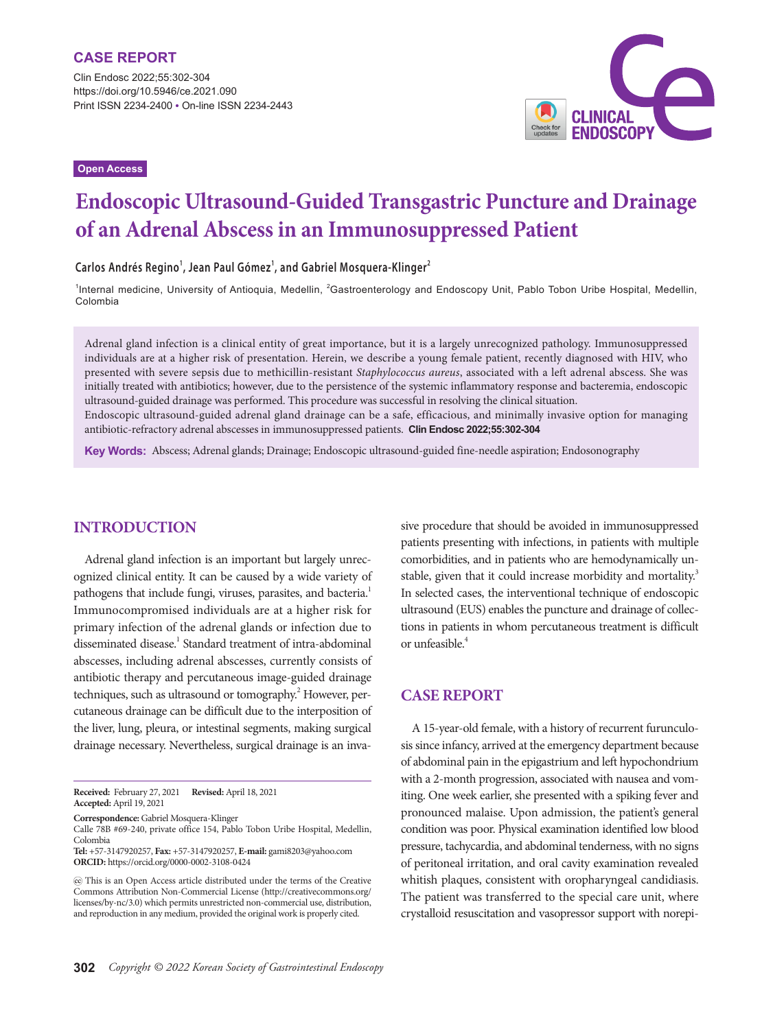CASE REPORT

Open Access

# Endoscopic Ultrasound-Guided Transgastric Puncture and Drainage of an Adrenal Abscess in an Immunosuppressed Patient

**Carlos Andrés Regino[1], Jean Paul Gómez[1], and Gabriel Mosquera-Klinger[2]**

[1]Internal medicine, University of Antioquia, Medellin, [2]Gastroenterology and Endoscopy Unit, Pablo Tobon Uribe Hospital, Medellin, Colombia

Adrenal gland infection is a clinical entity of great importance, but it is a largely unrecognized pathology. Immunosuppressed individuals are at a higher risk of presentation. Herein, we describe a young female patient, recently diagnosed with HIV, who presented with severe sepsis due to methicillin-resistant *Staphylococcus aureus*, associated with a left adrenal abscess. She was initially treated with antibiotics; however, due to the persistence of the systemic inflammatory response and bacteremia, endoscopic ultrasound-guided drainage was performed. This procedure was successful in resolving the clinical situation.
Endoscopic ultrasound-guided adrenal gland drainage can be a safe, efficacious, and minimally invasive option for managing antibiotic-refractory adrenal abscesses in immunosuppressed patients. **Clin Endosc 2022;55:302-304**

**Key Words:** Abscess; Adrenal glands; Drainage; Endoscopic ultrasound-guided fine-needle aspiration; Endosonography

## INTRODUCTION

Adrenal gland infection is an important but largely unrecognized clinical entity. It can be caused by a wide variety of pathogens that include fungi, viruses, parasites, and bacteria.[1] Immunocompromised individuals are at a higher risk for primary infection of the adrenal glands or infection due to disseminated disease.[1] Standard treatment of intra-abdominal abscesses, including adrenal abscesses, currently consists of antibiotic therapy and percutaneous image-guided drainage techniques, such as ultrasound or tomography.[2] However, percutaneous drainage can be difficult due to the interposition of the liver, lung, pleura, or intestinal segments, making surgical drainage necessary. Nevertheless, surgical drainage is an invasive procedure that should be avoided in immunosuppressed patients presenting with infections, in patients with multiple comorbidities, and in patients who are hemodynamically unstable, given that it could increase morbidity and mortality.[3] In selected cases, the interventional technique of endoscopic ultrasound (EUS) enables the puncture and drainage of collections in patients in whom percutaneous treatment is difficult or unfeasible.[4]

## CASE REPORT

A 15-year-old female, with a history of recurrent furunculosis since infancy, arrived at the emergency department because of abdominal pain in the epigastrium and left hypochondrium with a 2-month progression, associated with nausea and vomiting. One week earlier, she presented with a spiking fever and pronounced malaise. Upon admission, the patient's general condition was poor. Physical examination identified low blood pressure, tachycardia, and abdominal tenderness, with no signs of peritoneal irritation, and oral cavity examination revealed whitish plaques, consistent with oropharyngeal candidiasis. The patient was transferred to the special care unit, where crystalloid resuscitation and vasopressor support with norepi-

**Received:** February 27, 2021 **Revised:** April 18, 2021
**Accepted:** April 19, 2021

**Correspondence:** Gabriel Mosquera-Klinger
Calle 78B #69-240, private office 154, Pablo Tobon Uribe Hospital, Medellin, Colombia
**Tel:** +57-3147920257, **Fax:** +57-3147920257, **E-mail:** gami8203@yahoo.com
**ORCID:** https://orcid.org/0000-0002-3108-0424

This is an Open Access article distributed under the terms of the Creative Commons Attribution Non-Commercial License (http://creativecommons.org/licenses/by-nc/3.0) which permits unrestricted non-commercial use, distribution, and reproduction in any medium, provided the original work is properly cited.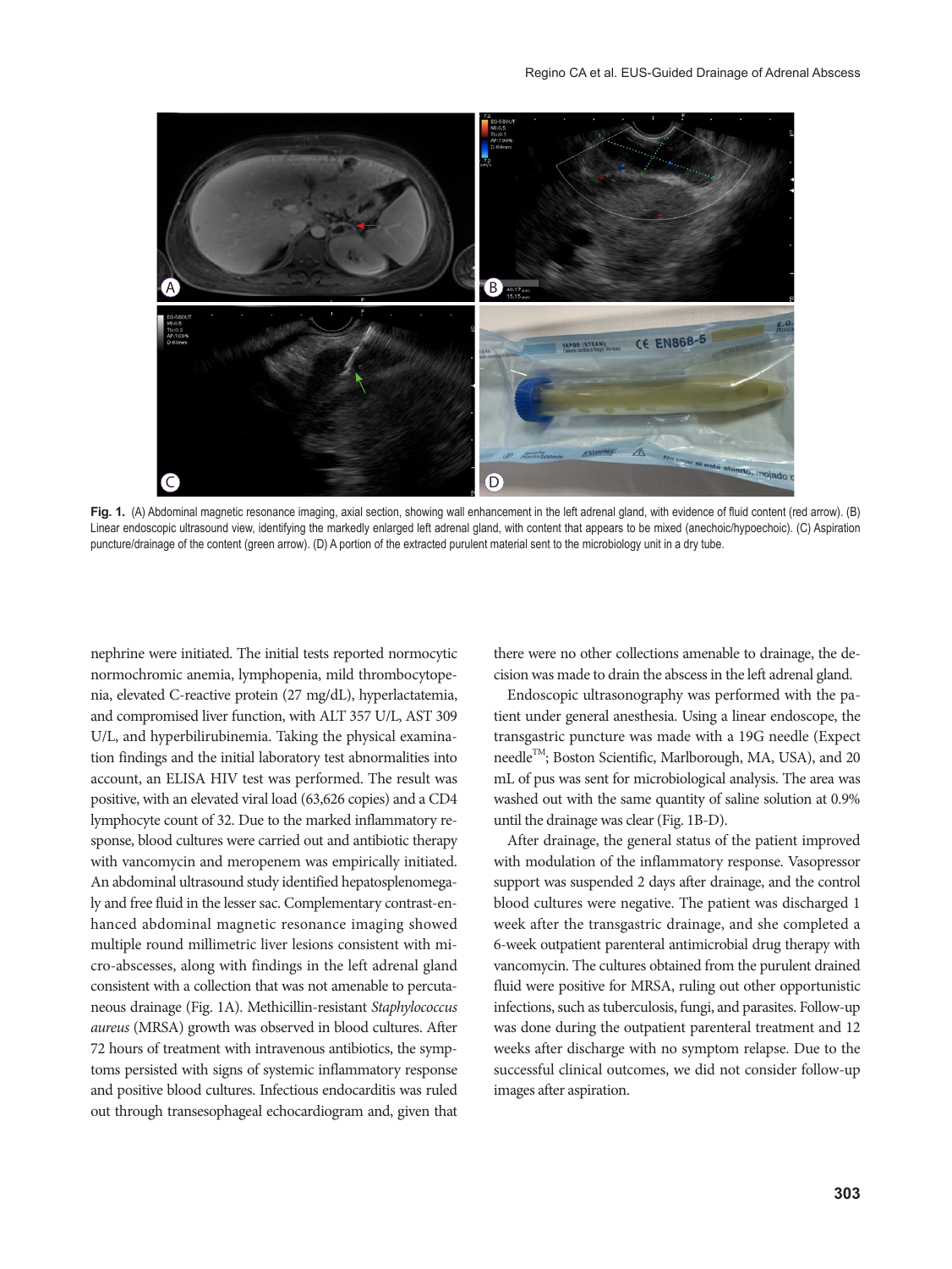**Fig. 1.** (A) Abdominal magnetic resonance imaging, axial section, showing wall enhancement in the left adrenal gland, with evidence of fluid content (red arrow). (B) Linear endoscopic ultrasound view, identifying the markedly enlarged left adrenal gland, with content that appears to be mixed (anechoic/hypoechoic). (C) Aspiration puncture/drainage of the content (green arrow). (D) A portion of the extracted purulent material sent to the microbiology unit in a dry tube.

nephrine were initiated. The initial tests reported normocytic normochromic anemia, lymphopenia, mild thrombocytopenia, elevated C-reactive protein (27 mg/dL), hyperlactatemia, and compromised liver function, with ALT 357 U/L, AST 309 U/L, and hyperbilirubinemia. Taking the physical examination findings and the initial laboratory test abnormalities into account, an ELISA HIV test was performed. The result was positive, with an elevated viral load (63,626 copies) and a CD4 lymphocyte count of 32. Due to the marked inflammatory response, blood cultures were carried out and antibiotic therapy with vancomycin and meropenem was empirically initiated. An abdominal ultrasound study identified hepatosplenomegaly and free fluid in the lesser sac. Complementary contrast-enhanced abdominal magnetic resonance imaging showed multiple round millimetric liver lesions consistent with micro-abscesses, along with findings in the left adrenal gland consistent with a collection that was not amenable to percutaneous drainage (Fig. 1A). Methicillin-resistant *Staphylococcus aureus* (MRSA) growth was observed in blood cultures. After 72 hours of treatment with intravenous antibiotics, the symptoms persisted with signs of systemic inflammatory response and positive blood cultures. Infectious endocarditis was ruled out through transesophageal echocardiogram and, given that there were no other collections amenable to drainage, the decision was made to drain the abscess in the left adrenal gland.

Endoscopic ultrasonography was performed with the patient under general anesthesia. Using a linear endoscope, the transgastric puncture was made with a 19G needle (Expect needle™; Boston Scientific, Marlborough, MA, USA), and 20 mL of pus was sent for microbiological analysis. The area was washed out with the same quantity of saline solution at 0.9% until the drainage was clear (Fig. 1B-D).

After drainage, the general status of the patient improved with modulation of the inflammatory response. Vasopressor support was suspended 2 days after drainage, and the control blood cultures were negative. The patient was discharged 1 week after the transgastric drainage, and she completed a 6-week outpatient parenteral antimicrobial drug therapy with vancomycin. The cultures obtained from the purulent drained fluid were positive for MRSA, ruling out other opportunistic infections, such as tuberculosis, fungi, and parasites. Follow-up was done during the outpatient parenteral treatment and 12 weeks after discharge with no symptom relapse. Due to the successful clinical outcomes, we did not consider follow-up images after aspiration.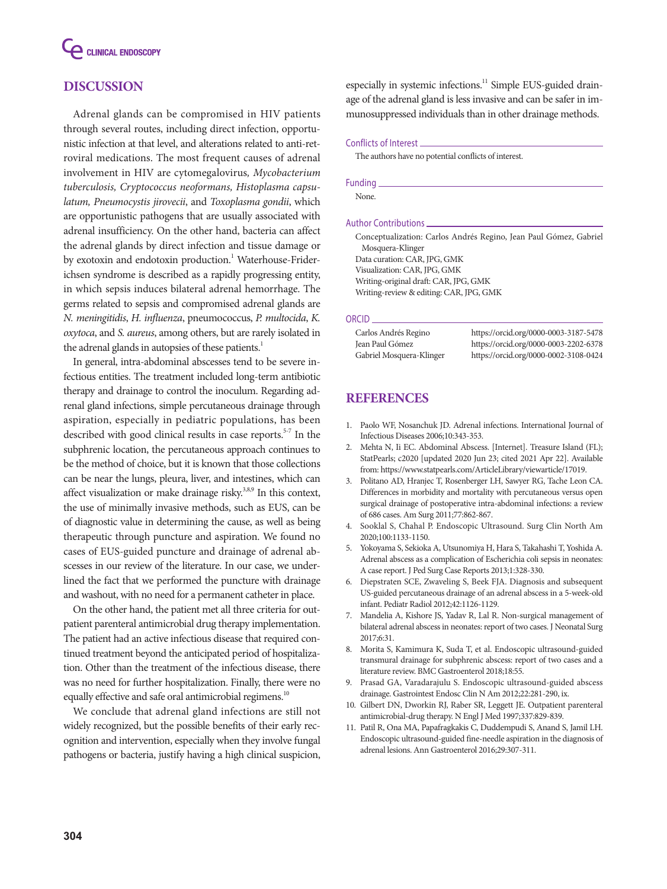## DISCUSSION

Adrenal glands can be compromised in HIV patients through several routes, including direct infection, opportunistic infection at that level, and alterations related to anti-retroviral medications. The most frequent causes of adrenal involvement in HIV are cytomegalovirus*, Mycobacterium tuberculosis, Cryptococcus neoformans, Histoplasma capsulatum, Pneumocystis jirovecii*, and *Toxoplasma gondii*, which are opportunistic pathogens that are usually associated with adrenal insufficiency. On the other hand, bacteria can affect the adrenal glands by direct infection and tissue damage or by exotoxin and endotoxin production.[1] Waterhouse-Friderichsen syndrome is described as a rapidly progressing entity, in which sepsis induces bilateral adrenal hemorrhage. The germs related to sepsis and compromised adrenal glands are *N. meningitidis*, *H. influenza*, pneumococcus, *P. multocida*, *K. oxytoca*, and *S. aureus*, among others, but are rarely isolated in the adrenal glands in autopsies of these patients.[1]

In general, intra-abdominal abscesses tend to be severe infectious entities. The treatment included long-term antibiotic therapy and drainage to control the inoculum. Regarding adrenal gland infections, simple percutaneous drainage through aspiration, especially in pediatric populations, has been described with good clinical results in case reports.[5-7] In the subphrenic location, the percutaneous approach continues to be the method of choice, but it is known that those collections can be near the lungs, pleura, liver, and intestines, which can affect visualization or make drainage risky.[3,8,9] In this context, the use of minimally invasive methods, such as EUS, can be of diagnostic value in determining the cause, as well as being therapeutic through puncture and aspiration. We found no cases of EUS-guided puncture and drainage of adrenal abscesses in our review of the literature. In our case, we underlined the fact that we performed the puncture with drainage and washout, with no need for a permanent catheter in place.

On the other hand, the patient met all three criteria for outpatient parenteral antimicrobial drug therapy implementation. The patient had an active infectious disease that required continued treatment beyond the anticipated period of hospitalization. Other than the treatment of the infectious disease, there was no need for further hospitalization. Finally, there were no equally effective and safe oral antimicrobial regimens.[10]

We conclude that adrenal gland infections are still not widely recognized, but the possible benefits of their early recognition and intervention, especially when they involve fungal pathogens or bacteria, justify having a high clinical suspicion, especially in systemic infections.[11] Simple EUS-guided drainage of the adrenal gland is less invasive and can be safer in immunosuppressed individuals than in other drainage methods.

### Conflicts of Interest

The authors have no potential conflicts of interest.

### Funding

None.

### Author Contributions

Conceptualization: Carlos Andrés Regino, Jean Paul Gómez, Gabriel Mosquera-Klinger
Data curation: CAR, JPG, GMK
Visualization: CAR, JPG, GMK
Writing-original draft: CAR, JPG, GMK
Writing-review & editing: CAR, JPG, GMK

### ORCID

Carlos Andrés Regino https://orcid.org/0000-0003-3187-5478
Jean Paul Gómez https://orcid.org/0000-0003-2202-6378
Gabriel Mosquera-Klinger https://orcid.org/0000-0002-3108-0424

## REFERENCES

1. Paolo WF, Nosanchuk JD. Adrenal infections. International Journal of Infectious Diseases 2006;10:343-353.
2. Mehta N, Ii EC. Abdominal Abscess. [Internet]. Treasure Island (FL); StatPearls; c2020 [updated 2020 Jun 23; cited 2021 Apr 22]. Available from: https://www.statpearls.com/ArticleLibrary/viewarticle/17019.
3. Politano AD, Hranjec T, Rosenberger LH, Sawyer RG, Tache Leon CA. Differences in morbidity and mortality with percutaneous versus open surgical drainage of postoperative intra-abdominal infections: a review of 686 cases. Am Surg 2011;77:862-867.
4. Sooklal S, Chahal P. Endoscopic Ultrasound. Surg Clin North Am 2020;100:1133-1150.
5. Yokoyama S, Sekioka A, Utsunomiya H, Hara S, Takahashi T, Yoshida A. Adrenal abscess as a complication of Escherichia coli sepsis in neonates: A case report. J Ped Surg Case Reports 2013;1:328-330.
6. Diepstraten SCE, Zwaveling S, Beek FJA. Diagnosis and subsequent US-guided percutaneous drainage of an adrenal abscess in a 5-week-old infant. Pediatr Radiol 2012;42:1126-1129.
7. Mandelia A, Kishore JS, Yadav R, Lal R. Non-surgical management of bilateral adrenal abscess in neonates: report of two cases. J Neonatal Surg 2017;6:31.
8. Morita S, Kamimura K, Suda T, et al. Endoscopic ultrasound-guided transmural drainage for subphrenic abscess: report of two cases and a literature review. BMC Gastroenterol 2018;18:55.
9. Prasad GA, Varadarajulu S. Endoscopic ultrasound-guided abscess drainage. Gastrointest Endosc Clin N Am 2012;22:281-290, ix.
10. Gilbert DN, Dworkin RJ, Raber SR, Leggett JE. Outpatient parenteral antimicrobial-drug therapy. N Engl J Med 1997;337:829-839.
11. Patil R, Ona MA, Papafragkakis C, Duddempudi S, Anand S, Jamil LH. Endoscopic ultrasound-guided fine-needle aspiration in the diagnosis of adrenal lesions. Ann Gastroenterol 2016;29:307-311.